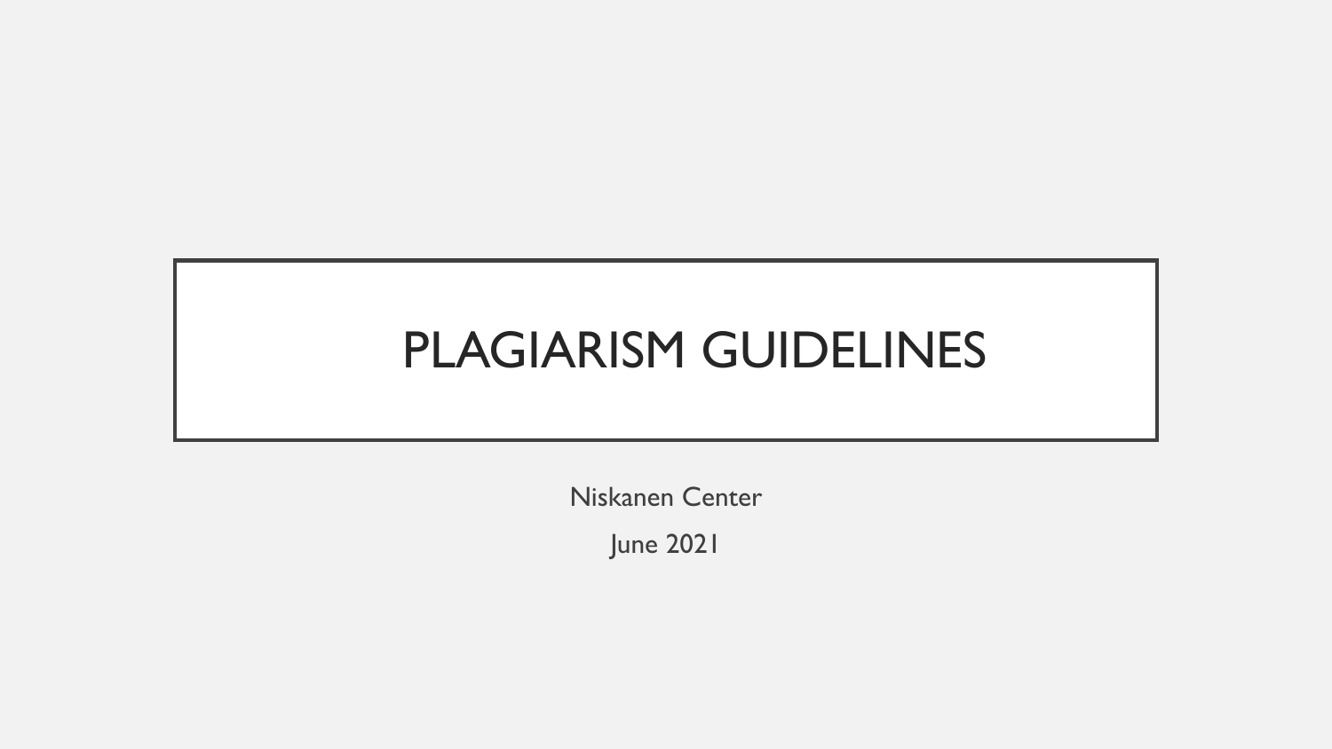# PLAGIARISM GUIDELINES

Niskanen Center

June 2021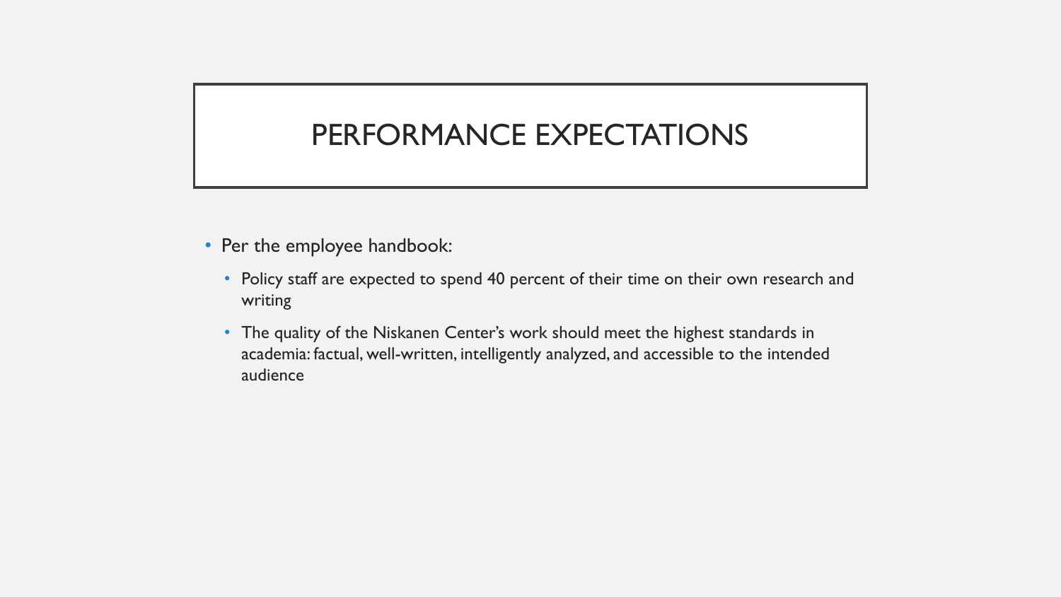# PERFORMANCE EXPECTATIONS

- Per the employee handbook:
  - Policy staff are expected to spend 40 percent of their time on their own research and writing
  - The quality of the Niskanen Center's work should meet the highest standards in academia: factual, well-written, intelligently analyzed, and accessible to the intended audience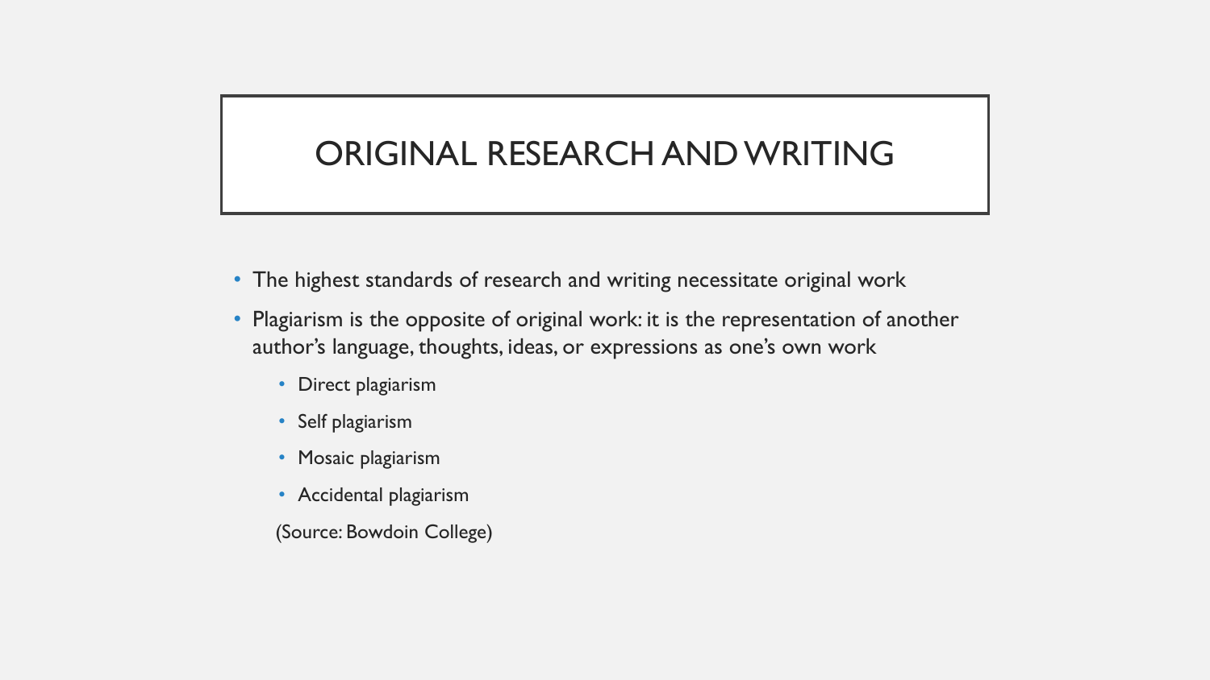# ORIGINAL RESEARCH AND WRITING

- The highest standards of research and writing necessitate original work
- Plagiarism is the opposite of original work: it is the representation of another author's language, thoughts, ideas, or expressions as one's own work
  - Direct plagiarism
  - Self plagiarism
  - Mosaic plagiarism
  - Accidental plagiarism

  (Source: Bowdoin College)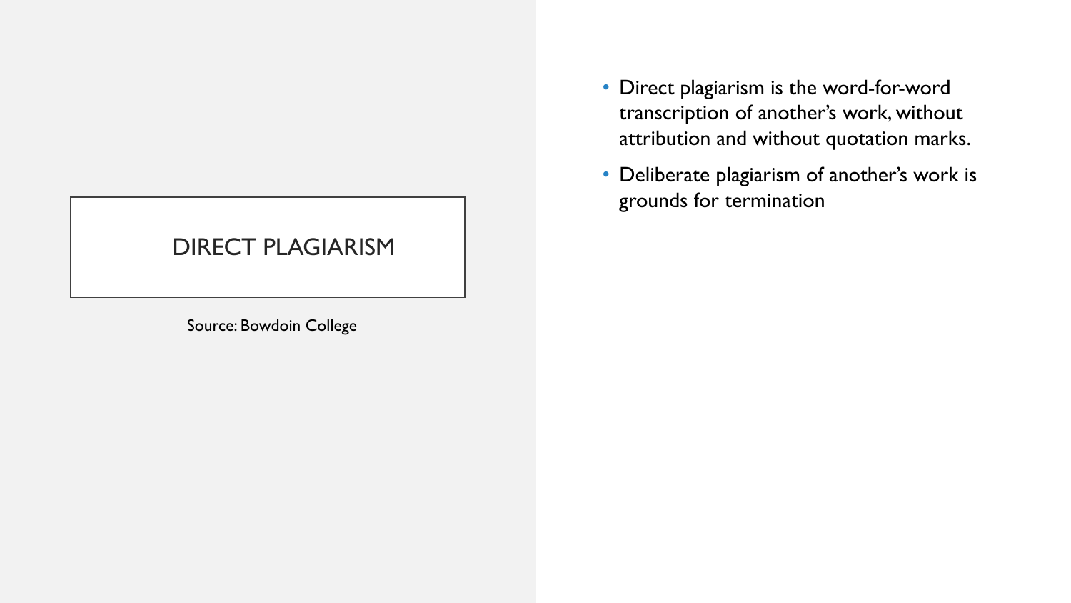# DIRECT PLAGIARISM

Source: Bowdoin College

- Direct plagiarism is the word-for-word transcription of another's work, without attribution and without quotation marks.
- Deliberate plagiarism of another's work is grounds for termination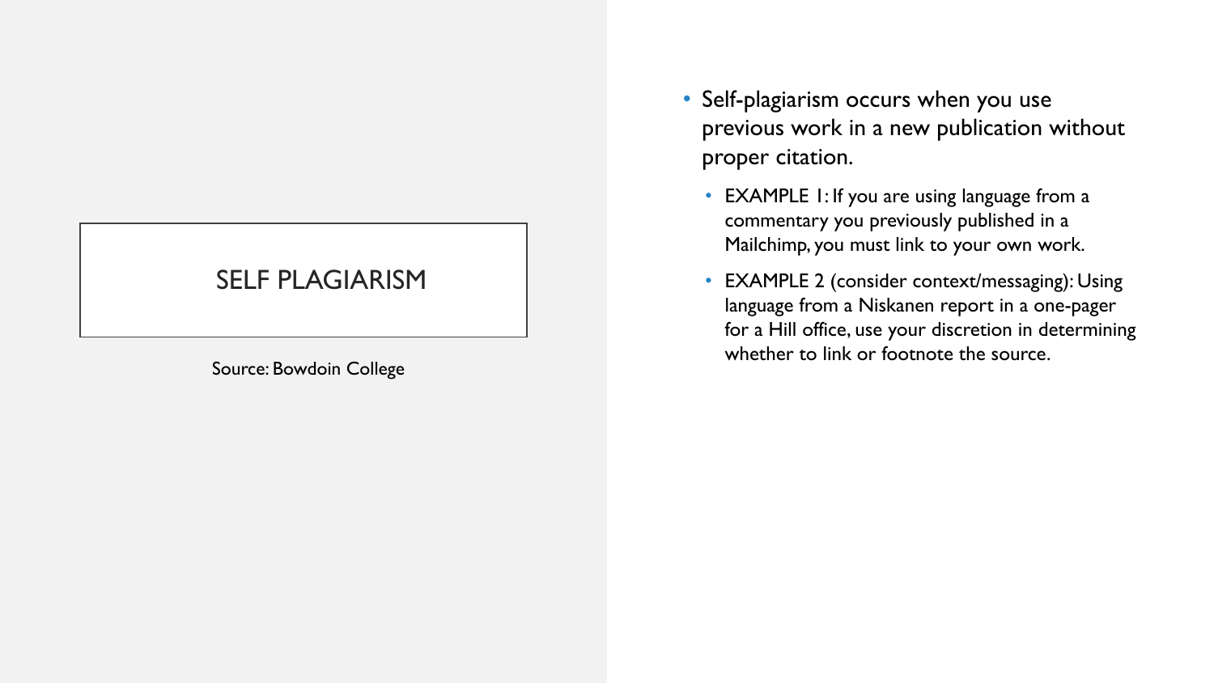# SELF PLAGIARISM

Source: Bowdoin College

- Self-plagiarism occurs when you use previous work in a new publication without proper citation.
  - EXAMPLE 1: If you are using language from a commentary you previously published in a Mailchimp, you must link to your own work.
  - EXAMPLE 2 (consider context/messaging): Using language from a Niskanen report in a one-pager for a Hill office, use your discretion in determining whether to link or footnote the source.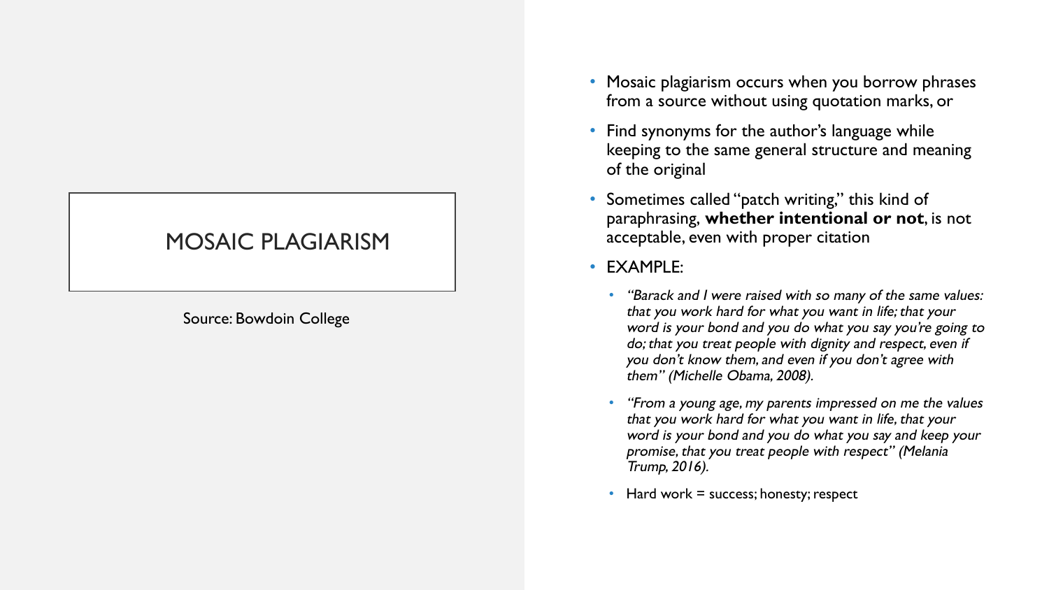# MOSAIC PLAGIARISM

Source: Bowdoin College

- Mosaic plagiarism occurs when you borrow phrases from a source without using quotation marks, or
- Find synonyms for the author's language while keeping to the same general structure and meaning of the original
- Sometimes called "patch writing," this kind of paraphrasing, **whether intentional or not**, is not acceptable, even with proper citation
- EXAMPLE:
  - *"Barack and I were raised with so many of the same values: that you work hard for what you want in life; that your word is your bond and you do what you say you're going to do; that you treat people with dignity and respect, even if you don't know them, and even if you don't agree with them" (Michelle Obama, 2008).*
  - *"From a young age, my parents impressed on me the values that you work hard for what you want in life, that your word is your bond and you do what you say and keep your promise, that you treat people with respect" (Melania Trump, 2016).*
  - Hard work = success; honesty; respect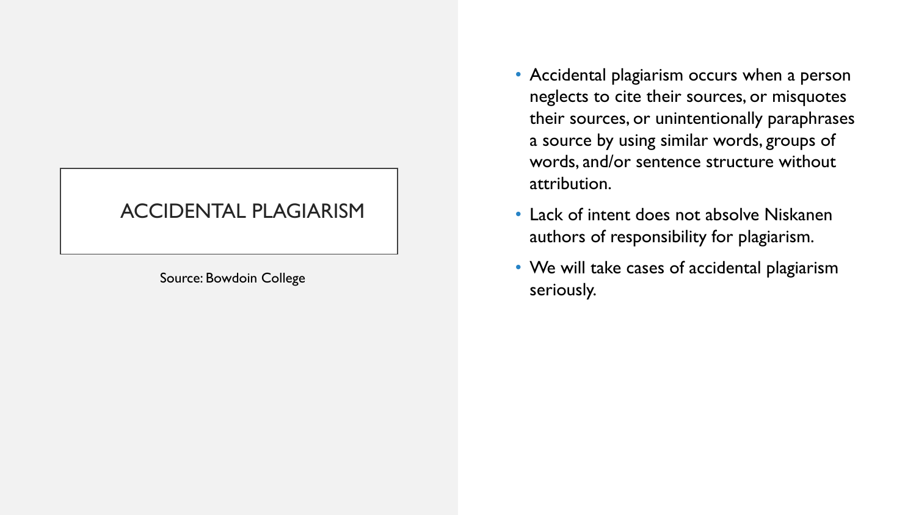# ACCIDENTAL PLAGIARISM

Source: Bowdoin College

- Accidental plagiarism occurs when a person neglects to cite their sources, or misquotes their sources, or unintentionally paraphrases a source by using similar words, groups of words, and/or sentence structure without attribution.
- Lack of intent does not absolve Niskanen authors of responsibility for plagiarism.
- We will take cases of accidental plagiarism seriously.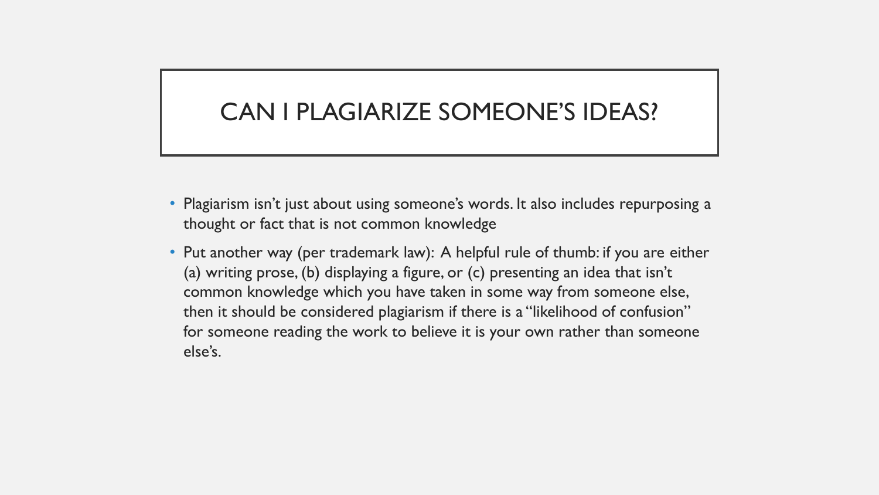# CAN I PLAGIARIZE SOMEONE'S IDEAS?

- Plagiarism isn't just about using someone's words. It also includes repurposing a thought or fact that is not common knowledge
- Put another way (per trademark law): A helpful rule of thumb: if you are either (a) writing prose, (b) displaying a figure, or (c) presenting an idea that isn't common knowledge which you have taken in some way from someone else, then it should be considered plagiarism if there is a "likelihood of confusion" for someone reading the work to believe it is your own rather than someone else's.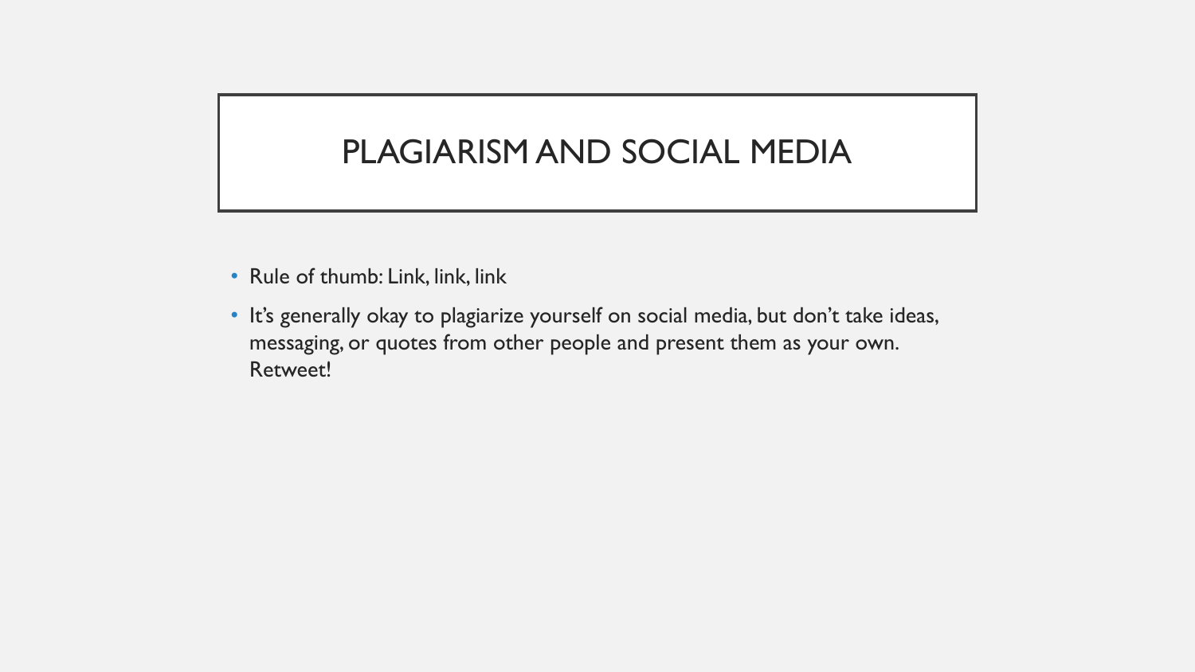# PLAGIARISM AND SOCIAL MEDIA

- Rule of thumb: Link, link, link
- It's generally okay to plagiarize yourself on social media, but don't take ideas, messaging, or quotes from other people and present them as your own. Retweet!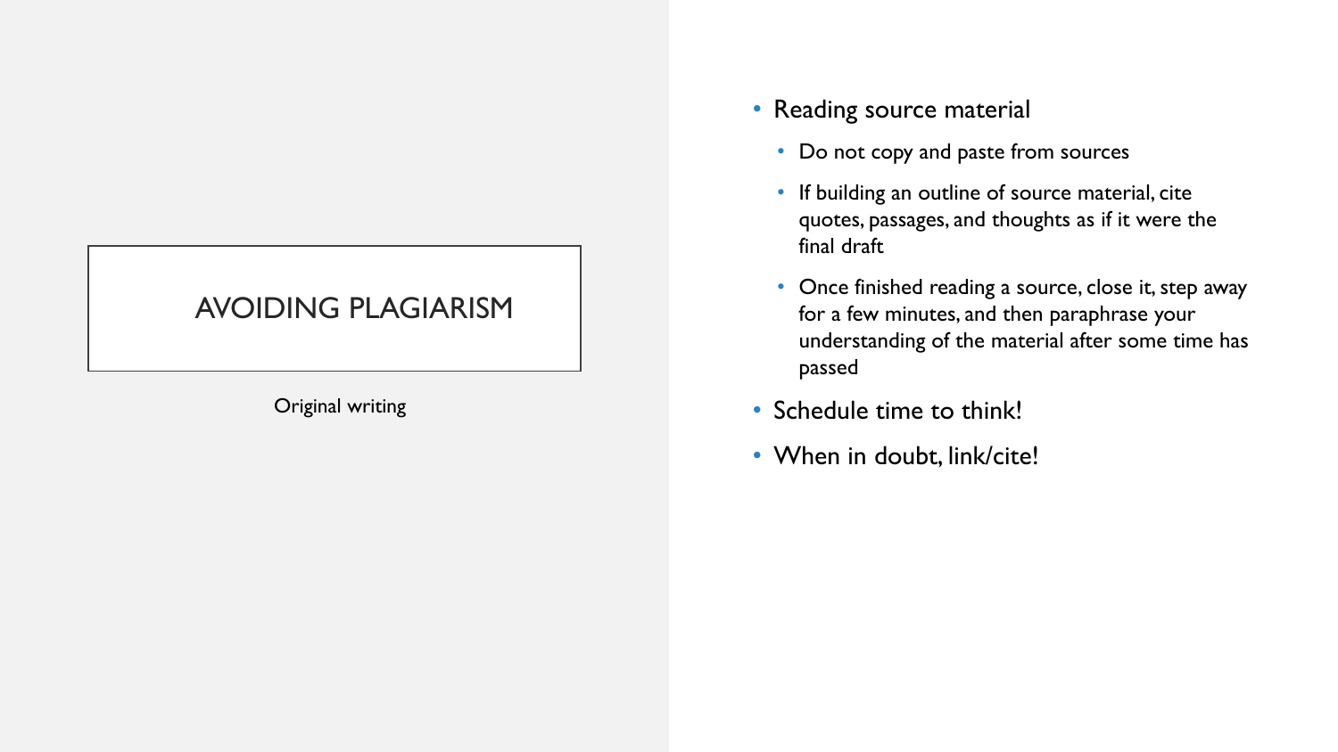# AVOIDING PLAGIARISM

Original writing

- Reading source material
  - Do not copy and paste from sources
  - If building an outline of source material, cite quotes, passages, and thoughts as if it were the final draft
  - Once finished reading a source, close it, step away for a few minutes, and then paraphrase your understanding of the material after some time has passed
- Schedule time to think!
- When in doubt, link/cite!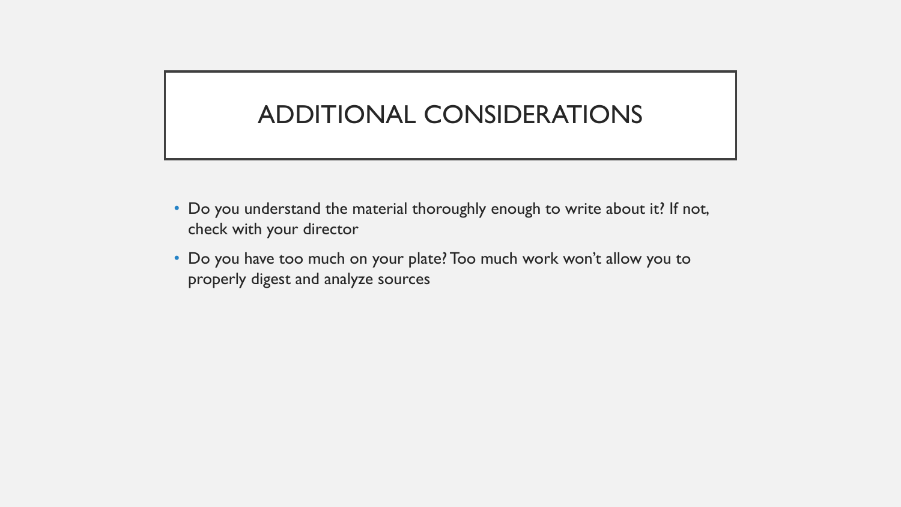# ADDITIONAL CONSIDERATIONS

- Do you understand the material thoroughly enough to write about it? If not, check with your director
- Do you have too much on your plate? Too much work won't allow you to properly digest and analyze sources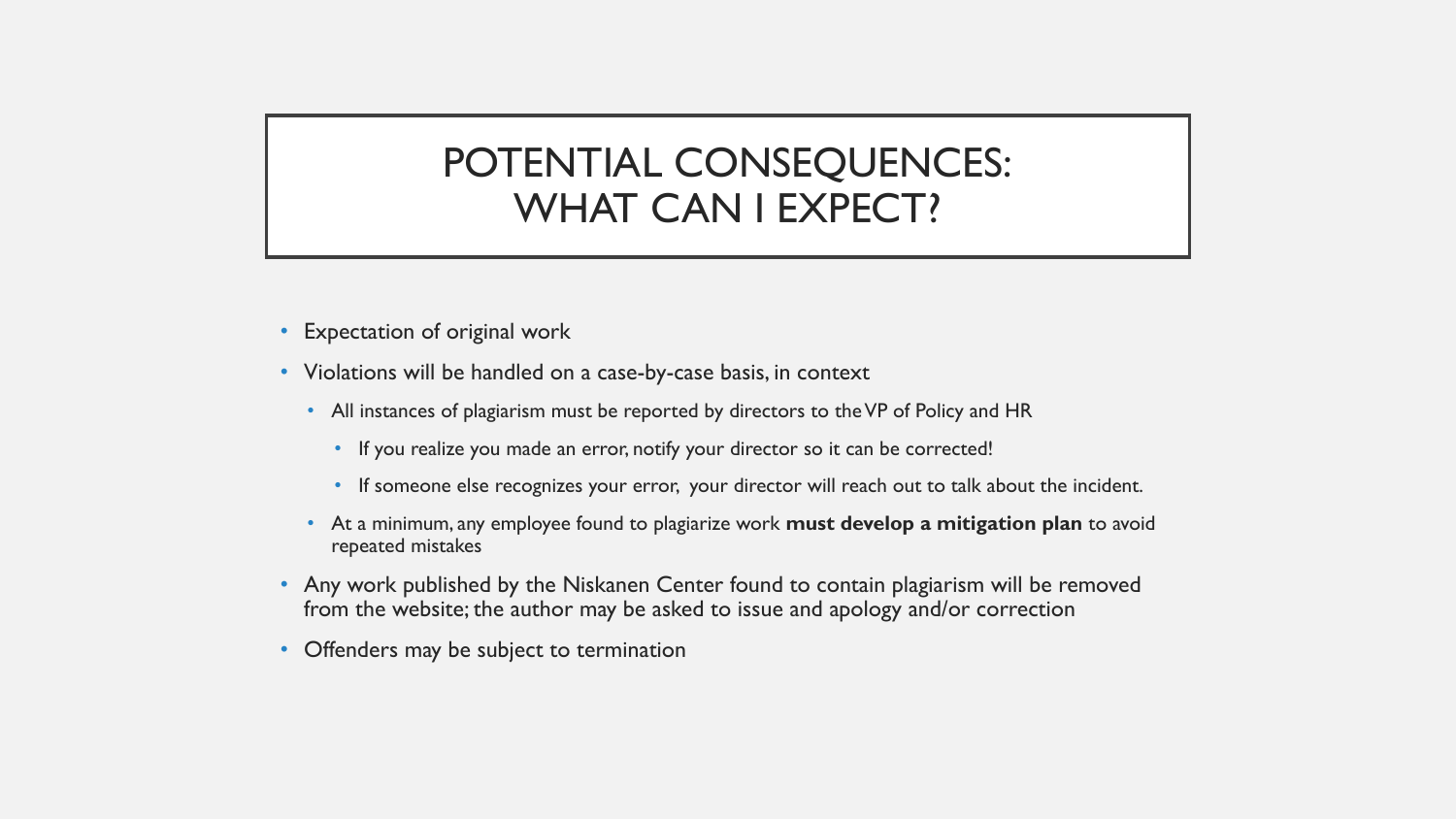# POTENTIAL CONSEQUENCES: WHAT CAN I EXPECT?

- Expectation of original work
- Violations will be handled on a case-by-case basis, in context
  - All instances of plagiarism must be reported by directors to the VP of Policy and HR
    - If you realize you made an error, notify your director so it can be corrected!
    - If someone else recognizes your error, your director will reach out to talk about the incident.
  - At a minimum, any employee found to plagiarize work **must develop a mitigation plan** to avoid repeated mistakes
- Any work published by the Niskanen Center found to contain plagiarism will be removed from the website; the author may be asked to issue and apology and/or correction
- Offenders may be subject to termination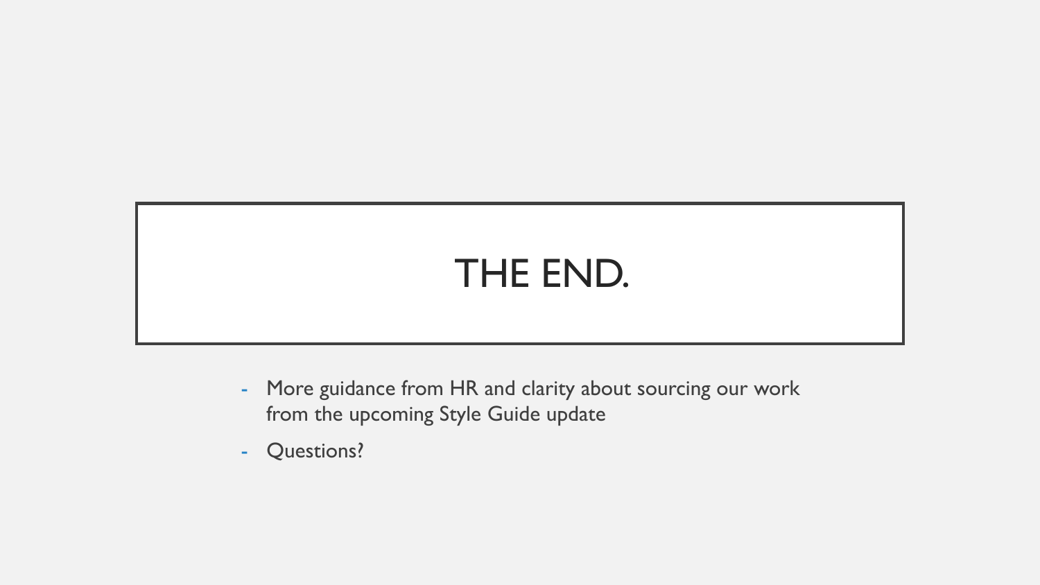# THE END.

- More guidance from HR and clarity about sourcing our work from the upcoming Style Guide update
- Questions?